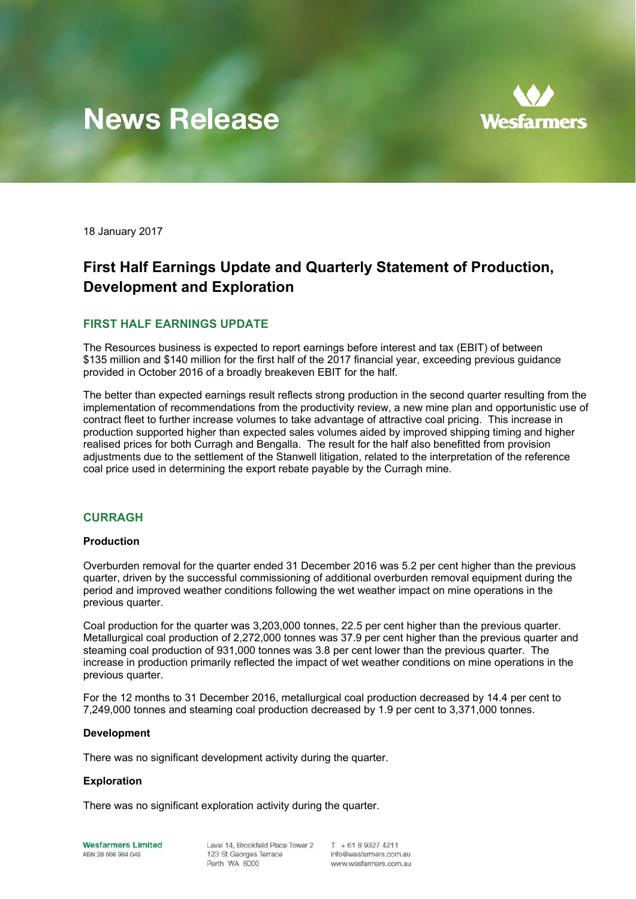# News Release

18 January 2017

## First Half Earnings Update and Quarterly Statement of Production, Development and Exploration

### FIRST HALF EARNINGS UPDATE

The Resources business is expected to report earnings before interest and tax (EBIT) of between $135 million and $140 million for the first half of the 2017 financial year, exceeding previous guidance provided in October 2016 of a broadly breakeven EBIT for the half.

The better than expected earnings result reflects strong production in the second quarter resulting from the implementation of recommendations from the productivity review, a new mine plan and opportunistic use of contract fleet to further increase volumes to take advantage of attractive coal pricing. This increase in production supported higher than expected sales volumes aided by improved shipping timing and higher realised prices for both Curragh and Bengalla. The result for the half also benefitted from provision adjustments due to the settlement of the Stanwell litigation, related to the interpretation of the reference coal price used in determining the export rebate payable by the Curragh mine.

### CURRAGH

**Production**

Overburden removal for the quarter ended 31 December 2016 was 5.2 per cent higher than the previous quarter, driven by the successful commissioning of additional overburden removal equipment during the period and improved weather conditions following the wet weather impact on mine operations in the previous quarter.

Coal production for the quarter was 3,203,000 tonnes, 22.5 per cent higher than the previous quarter. Metallurgical coal production of 2,272,000 tonnes was 37.9 per cent higher than the previous quarter and steaming coal production of 931,000 tonnes was 3.8 per cent lower than the previous quarter. The increase in production primarily reflected the impact of wet weather conditions on mine operations in the previous quarter.

For the 12 months to 31 December 2016, metallurgical coal production decreased by 14.4 per cent to 7,249,000 tonnes and steaming coal production decreased by 1.9 per cent to 3,371,000 tonnes.

**Development**

There was no significant development activity during the quarter.

**Exploration**

There was no significant exploration activity during the quarter.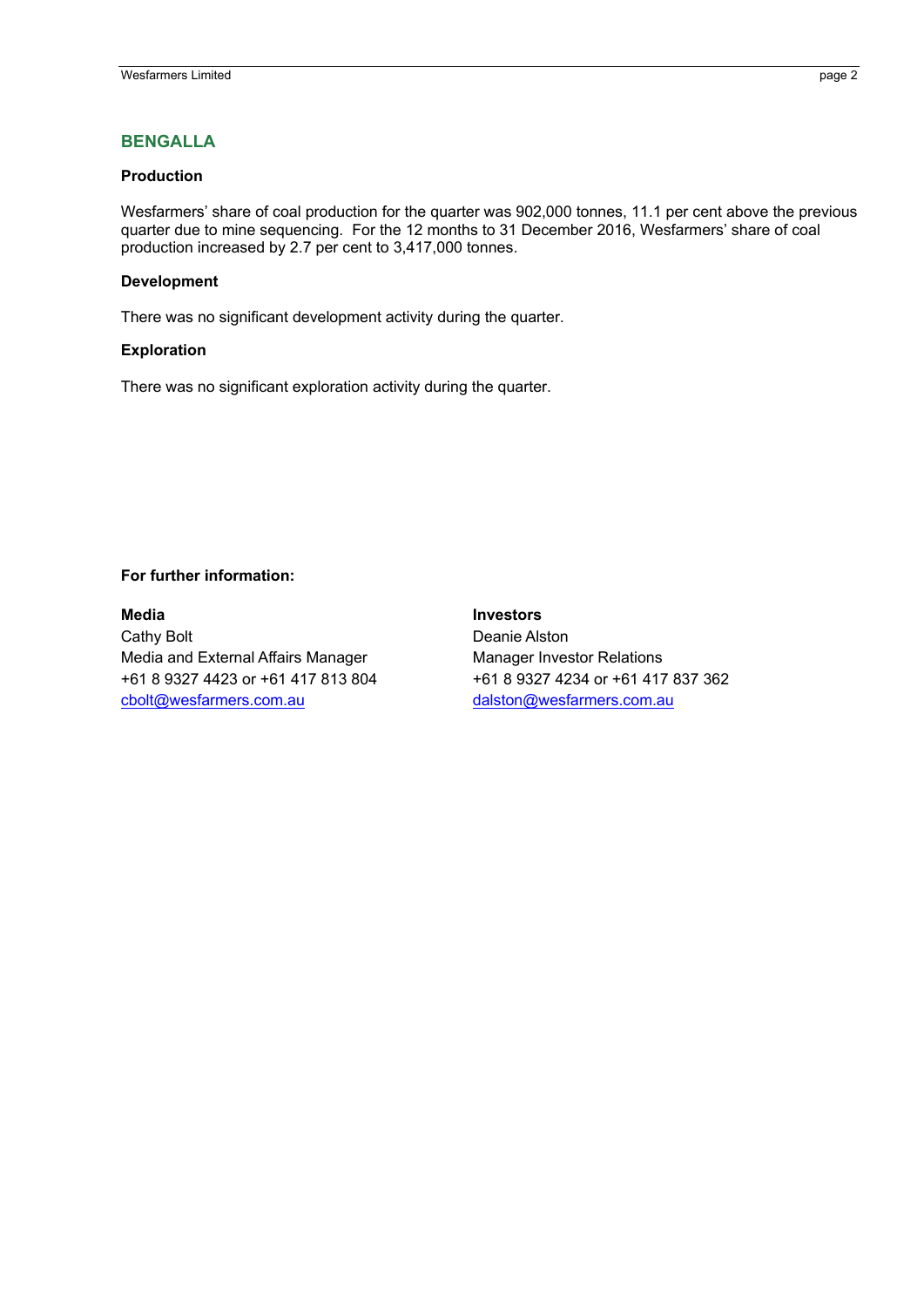## BENGALLA

### Production

Wesfarmers' share of coal production for the quarter was 902,000 tonnes, 11.1 per cent above the previous quarter due to mine sequencing. For the 12 months to 31 December 2016, Wesfarmers' share of coal production increased by 2.7 per cent to 3,417,000 tonnes.

### Development

There was no significant development activity during the quarter.

### Exploration

There was no significant exploration activity during the quarter.

**For further information:**

**Media**
Cathy Bolt
Media and External Affairs Manager
+61 8 9327 4423 or +61 417 813 804
cbolt@wesfarmers.com.au

**Investors**
Deanie Alston
Manager Investor Relations
+61 8 9327 4234 or +61 417 837 362
dalston@wesfarmers.com.au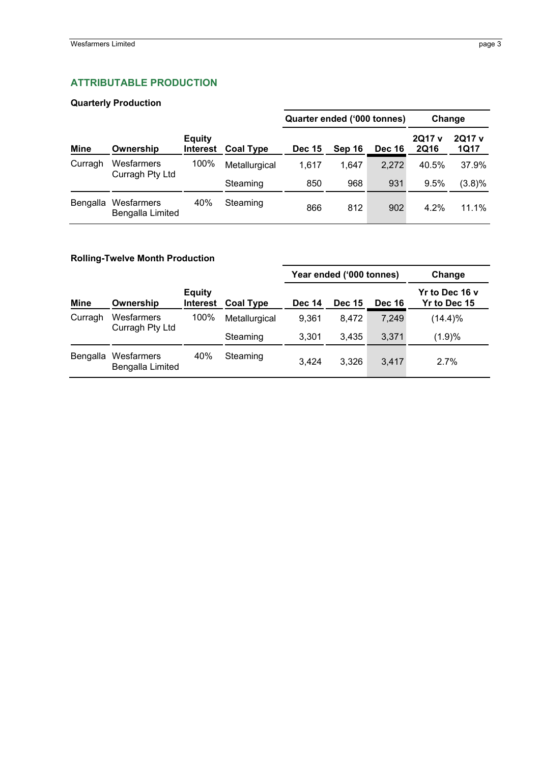## ATTRIBUTABLE PRODUCTION

### Quarterly Production

| | | | | Quarter ended ('000 tonnes) | | | Change | |
|---|---|---|---|---|---|---|---|---|
| **Mine** | **Ownership** | **Equity Interest** | **Coal Type** | **Dec 15** | **Sep 16** | **Dec 16** | **2Q17 v 2Q16** | **2Q17 v 1Q17** |
| Curragh | Wesfarmers Curragh Pty Ltd | 100% | Metallurgical | 1,617 | 1,647 | 2,272 | 40.5% | 37.9% |
| | | | Steaming | 850 | 968 | 931 | 9.5% | (3.8)% |
| Bengalla | Wesfarmers Bengalla Limited | 40% | Steaming | 866 | 812 | 902 | 4.2% | 11.1% |

### Rolling-Twelve Month Production

| | | | | Year ended ('000 tonnes) | | | Change |
|---|---|---|---|---|---|---|---|
| **Mine** | **Ownership** | **Equity Interest** | **Coal Type** | **Dec 14** | **Dec 15** | **Dec 16** | **Yr to Dec 16 v Yr to Dec 15** |
| Curragh | Wesfarmers Curragh Pty Ltd | 100% | Metallurgical | 9,361 | 8,472 | 7,249 | (14.4)% |
| | | | Steaming | 3,301 | 3,435 | 3,371 | (1.9)% |
| Bengalla | Wesfarmers Bengalla Limited | 40% | Steaming | 3,424 | 3,326 | 3,417 | 2.7% |